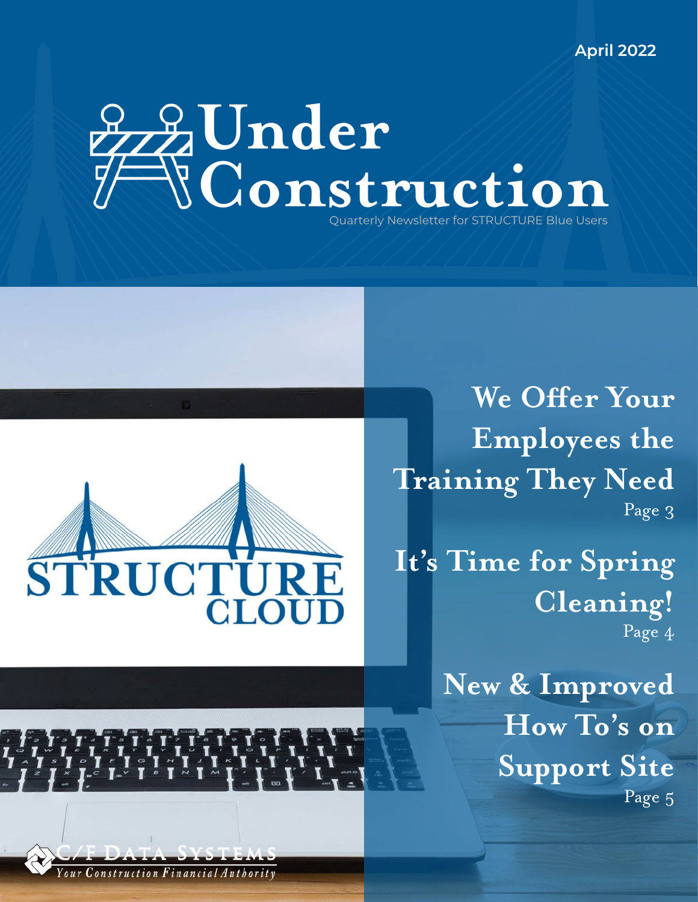April 2022

# Under Construction

Quarterly Newsletter for STRUCTURE Blue Users

STRUCTURE CLOUD

## We Offer Your Employees the Training They Need

Page 3

## It's Time for Spring Cleaning!

Page 4

## New & Improved How To's on Support Site

Page 5

C/F DATA SYSTEMS

*Your Construction Financial Authority*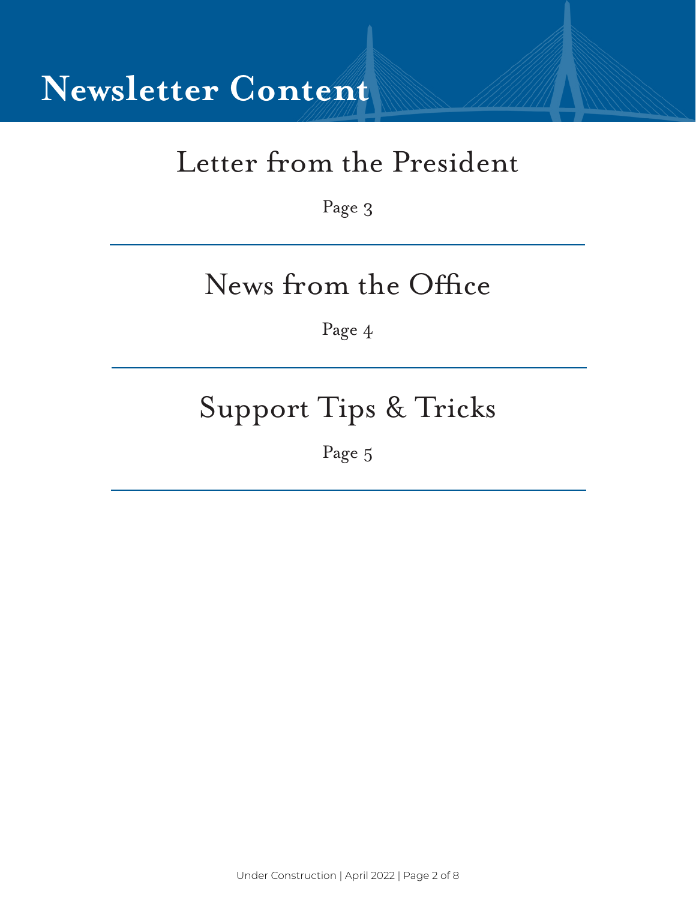# Newsletter Content

## Letter from the President

Page 3

---

## News from the Office

Page 4

---

## Support Tips & Tricks

Page 5

---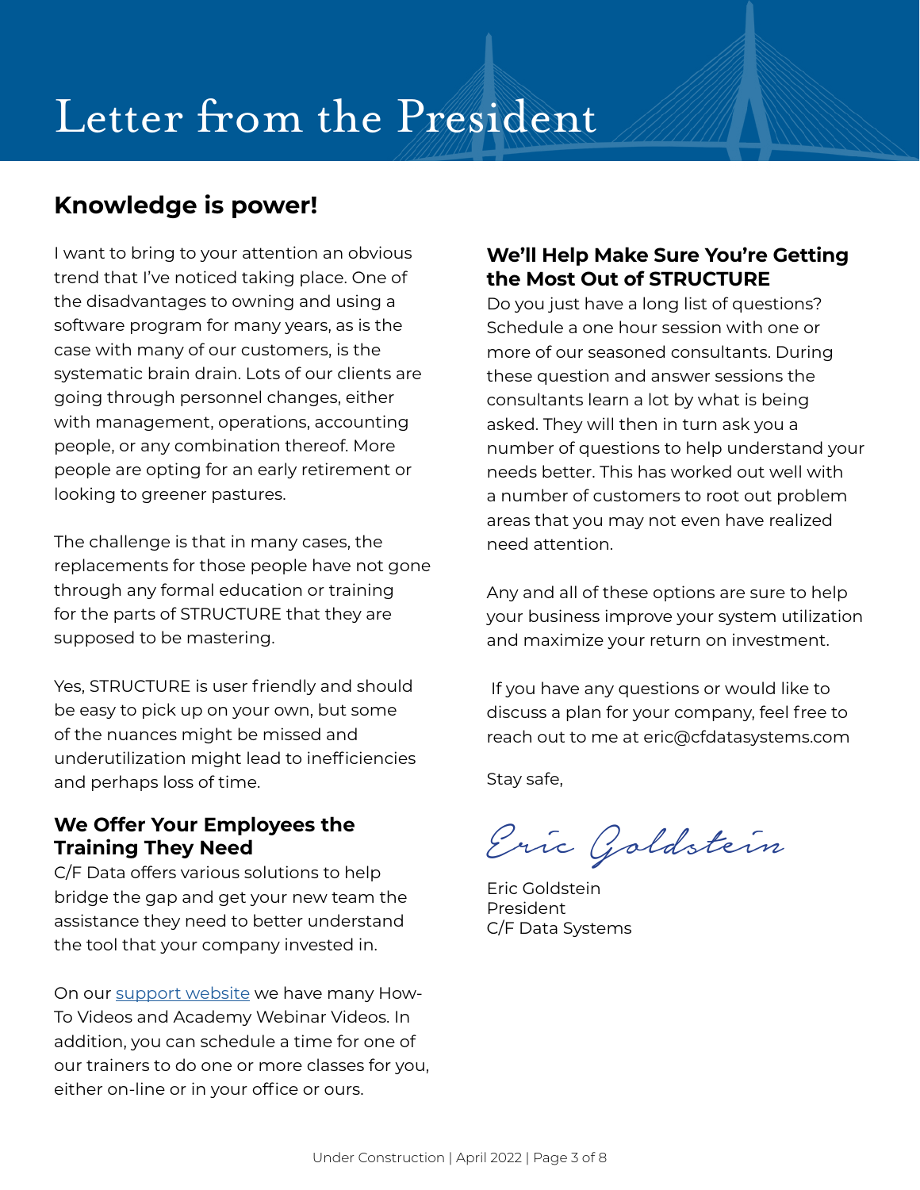# Letter from the President

## Knowledge is power!

I want to bring to your attention an obvious trend that I've noticed taking place. One of the disadvantages to owning and using a software program for many years, as is the case with many of our customers, is the systematic brain drain. Lots of our clients are going through personnel changes, either with management, operations, accounting people, or any combination thereof. More people are opting for an early retirement or looking to greener pastures.

The challenge is that in many cases, the replacements for those people have not gone through any formal education or training for the parts of STRUCTURE that they are supposed to be mastering.

Yes, STRUCTURE is user friendly and should be easy to pick up on your own, but some of the nuances might be missed and underutilization might lead to inefficiencies and perhaps loss of time.

### We Offer Your Employees the Training They Need

C/F Data offers various solutions to help bridge the gap and get your new team the assistance they need to better understand the tool that your company invested in.

On our support website we have many How-To Videos and Academy Webinar Videos. In addition, you can schedule a time for one of our trainers to do one or more classes for you, either on-line or in your office or ours.

### We'll Help Make Sure You're Getting the Most Out of STRUCTURE

Do you just have a long list of questions? Schedule a one hour session with one or more of our seasoned consultants. During these question and answer sessions the consultants learn a lot by what is being asked. They will then in turn ask you a number of questions to help understand your needs better. This has worked out well with a number of customers to root out problem areas that you may not even have realized need attention.

Any and all of these options are sure to help your business improve your system utilization and maximize your return on investment.

If you have any questions or would like to discuss a plan for your company, feel free to reach out to me at eric@cfdatasystems.com

Stay safe,

*Eric Goldstein*

Eric Goldstein
President
C/F Data Systems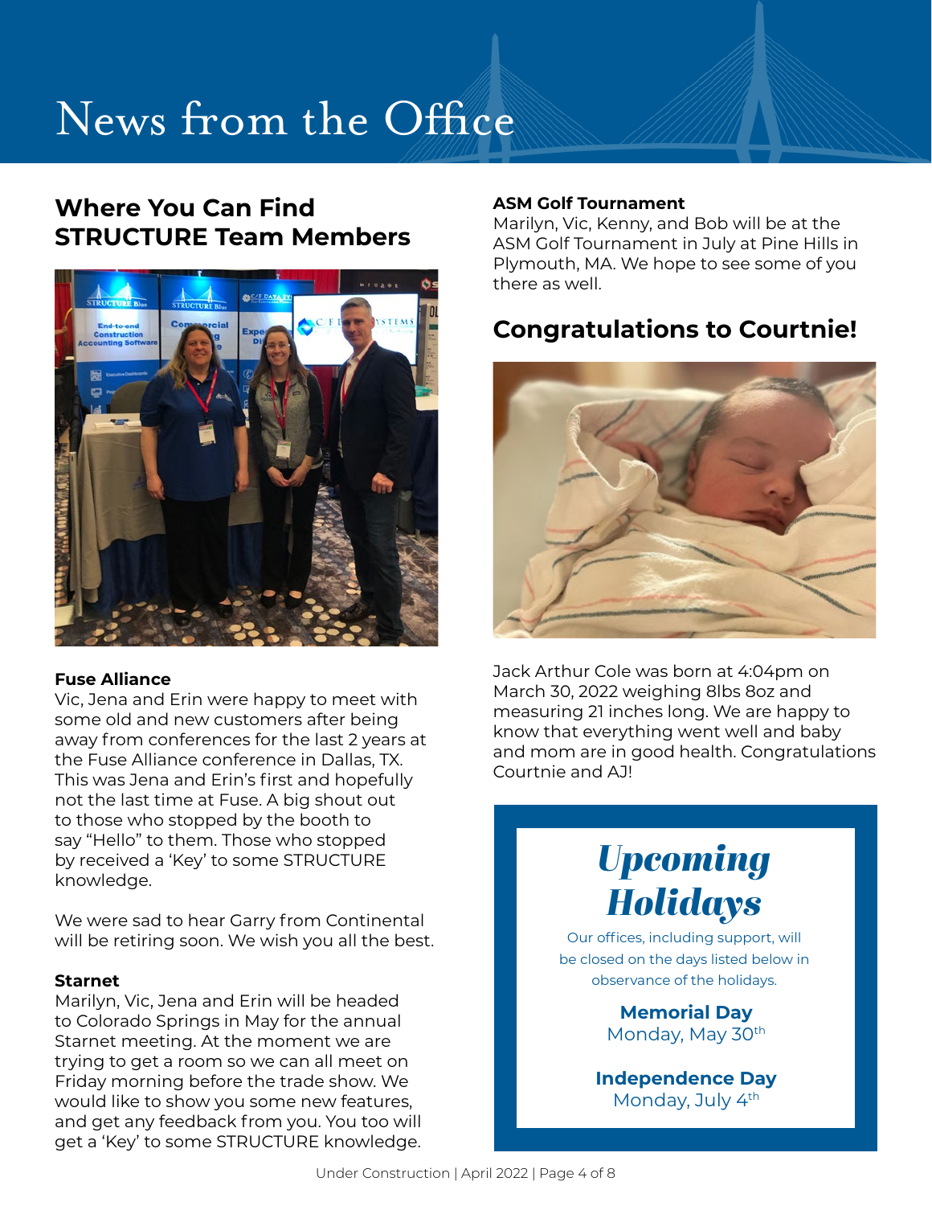# News from the Office

## Where You Can Find STRUCTURE Team Members

**Fuse Alliance**
Vic, Jena and Erin were happy to meet with some old and new customers after being away from conferences for the last 2 years at the Fuse Alliance conference in Dallas, TX. This was Jena and Erin's first and hopefully not the last time at Fuse. A big shout out to those who stopped by the booth to say "Hello" to them. Those who stopped by received a 'Key' to some STRUCTURE knowledge.

We were sad to hear Garry from Continental will be retiring soon. We wish you all the best.

**Starnet**
Marilyn, Vic, Jena and Erin will be headed to Colorado Springs in May for the annual Starnet meeting. At the moment we are trying to get a room so we can all meet on Friday morning before the trade show. We would like to show you some new features, and get any feedback from you. You too will get a 'Key' to some STRUCTURE knowledge.

**ASM Golf Tournament**
Marilyn, Vic, Kenny, and Bob will be at the ASM Golf Tournament in July at Pine Hills in Plymouth, MA. We hope to see some of you there as well.

## Congratulations to Courtnie!

Jack Arthur Cole was born at 4:04pm on March 30, 2022 weighing 8lbs 8oz and measuring 21 inches long. We are happy to know that everything went well and baby and mom are in good health. Congratulations Courtnie and AJ!

### *Upcoming Holidays*

Our offices, including support, will be closed on the days listed below in observance of the holidays.

**Memorial Day**
Monday, May 30th

**Independence Day**
Monday, July 4th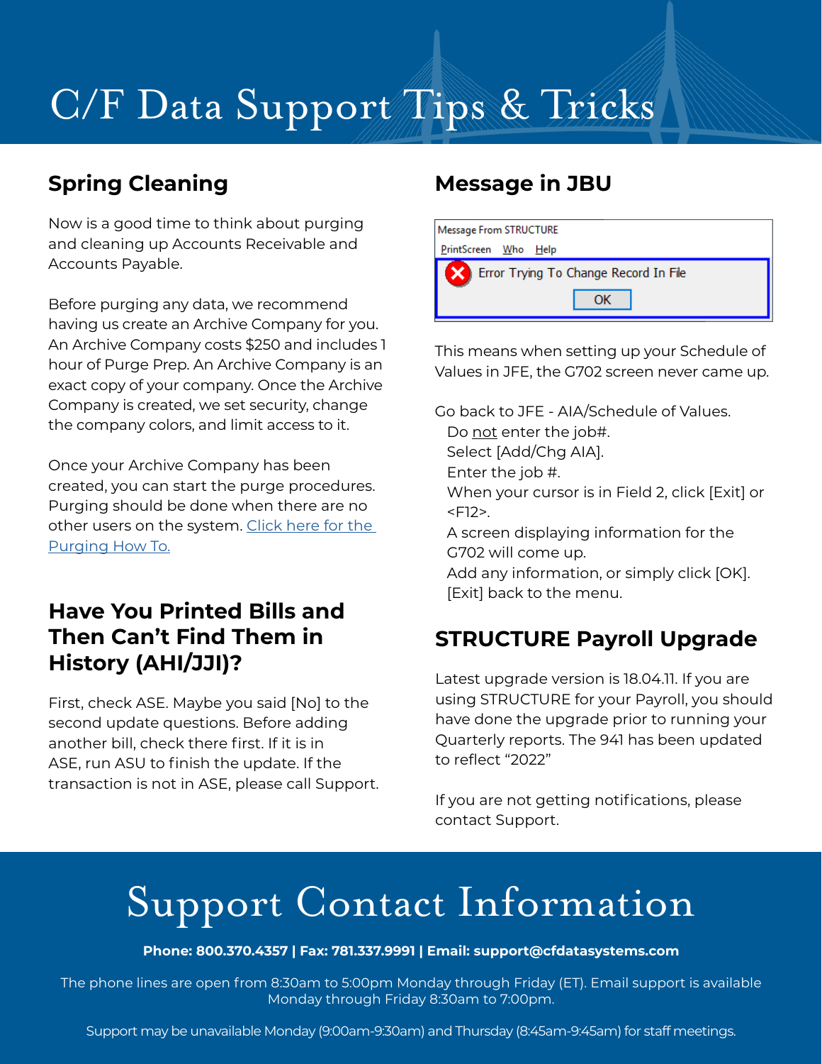# C/F Data Support Tips & Tricks

## Spring Cleaning

Now is a good time to think about purging and cleaning up Accounts Receivable and Accounts Payable.

Before purging any data, we recommend having us create an Archive Company for you. An Archive Company costs $250 and includes 1 hour of Purge Prep. An Archive Company is an exact copy of your company. Once the Archive Company is created, we set security, change the company colors, and limit access to it.

Once your Archive Company has been created, you can start the purge procedures. Purging should be done when there are no other users on the system. [Click here for the Purging How To.]

## Have You Printed Bills and Then Can't Find Them in History (AHI/JJI)?

First, check ASE. Maybe you said [No] to the second update questions. Before adding another bill, check there first. If it is in ASE, run ASU to finish the update. If the transaction is not in ASE, please call Support.

## Message in JBU

Message From STRUCTURE
PrintScreen Who Help
Error Trying To Change Record In File
OK

This means when setting up your Schedule of Values in JFE, the G702 screen never came up.

Go back to JFE - AIA/Schedule of Values.
- Do not enter the job#.
- Select [Add/Chg AIA].
- Enter the job #.
- When your cursor is in Field 2, click [Exit] or <F12>.
- A screen displaying information for the G702 will come up.
- Add any information, or simply click [OK].
- [Exit] back to the menu.

## STRUCTURE Payroll Upgrade

Latest upgrade version is 18.04.11. If you are using STRUCTURE for your Payroll, you should have done the upgrade prior to running your Quarterly reports. The 941 has been updated to reflect "2022"

If you are not getting notifications, please contact Support.

# Support Contact Information

**Phone: 800.370.4357 | Fax: 781.337.9991 | Email: support@cfdatasystems.com**

The phone lines are open from 8:30am to 5:00pm Monday through Friday (ET). Email support is available Monday through Friday 8:30am to 7:00pm.

Support may be unavailable Monday (9:00am-9:30am) and Thursday (8:45am-9:45am) for staff meetings.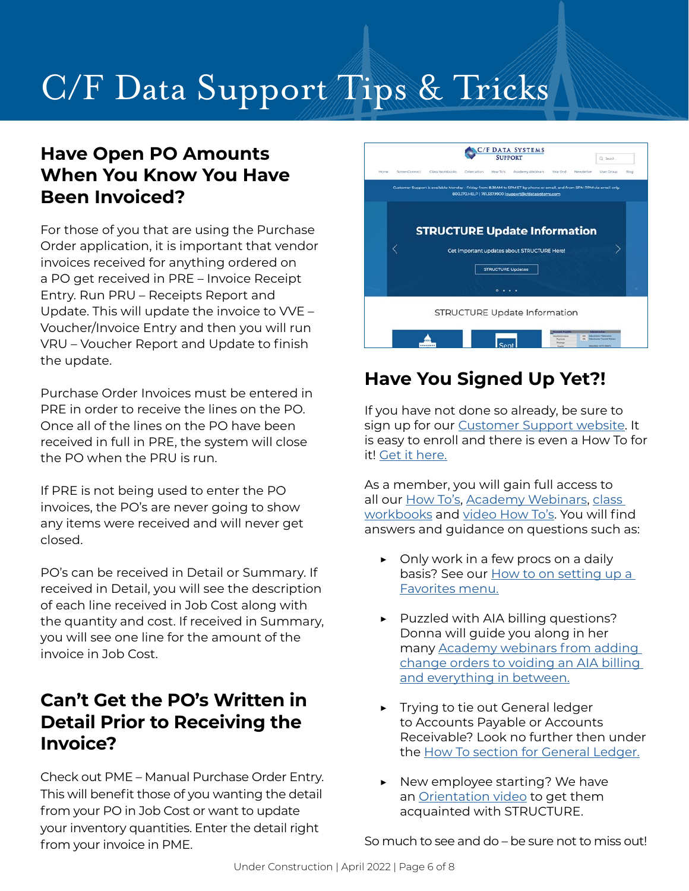# C/F Data Support Tips & Tricks

## Have Open PO Amounts When You Know You Have Been Invoiced?

For those of you that are using the Purchase Order application, it is important that vendor invoices received for anything ordered on a PO get received in PRE – Invoice Receipt Entry. Run PRU – Receipts Report and Update. This will update the invoice to VVE – Voucher/Invoice Entry and then you will run VRU – Voucher Report and Update to finish the update.

Purchase Order Invoices must be entered in PRE in order to receive the lines on the PO. Once all of the lines on the PO have been received in full in PRE, the system will close the PO when the PRU is run.

If PRE is not being used to enter the PO invoices, the PO's are never going to show any items were received and will never get closed.

PO's can be received in Detail or Summary. If received in Detail, you will see the description of each line received in Job Cost along with the quantity and cost. If received in Summary, you will see one line for the amount of the invoice in Job Cost.

## Can't Get the PO's Written in Detail Prior to Receiving the Invoice?

Check out PME – Manual Purchase Order Entry. This will benefit those of you wanting the detail from your PO in Job Cost or want to update your inventory quantities. Enter the detail right from your invoice in PME.

## Have You Signed Up Yet?!

If you have not done so already, be sure to sign up for our Customer Support website. It is easy to enroll and there is even a How To for it! Get it here.

As a member, you will gain full access to all our How To's, Academy Webinars, class workbooks and video How To's. You will find answers and guidance on questions such as:

- Only work in a few procs on a daily basis? See our How to on setting up a Favorites menu.
- Puzzled with AIA billing questions? Donna will guide you along in her many Academy webinars from adding change orders to voiding an AIA billing and everything in between.
- Trying to tie out General ledger to Accounts Payable or Accounts Receivable? Look no further then under the How To section for General Ledger.
- New employee starting? We have an Orientation video to get them acquainted with STRUCTURE.

So much to see and do – be sure not to miss out!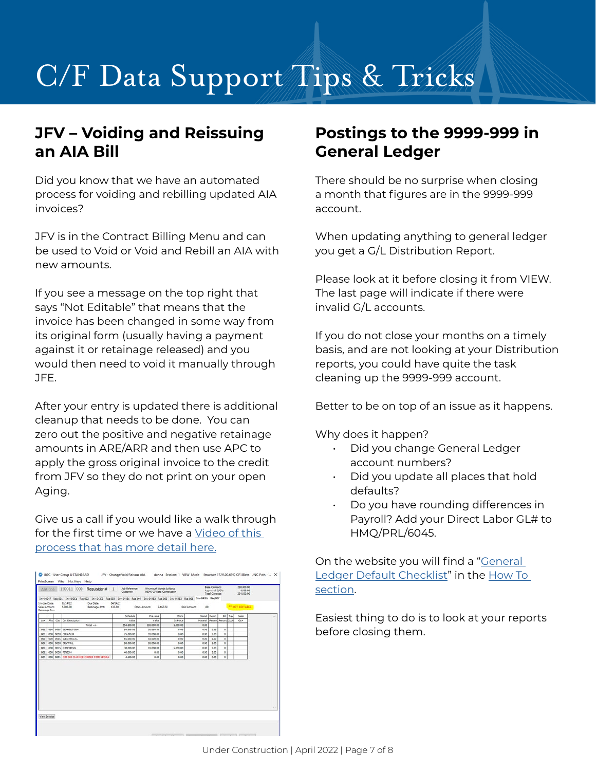# C/F Data Support Tips & Tricks

## JFV – Voiding and Reissuing an AIA Bill

Did you know that we have an automated process for voiding and rebilling updated AIA invoices?

JFV is in the Contract Billing Menu and can be used to Void or Void and Rebill an AIA with new amounts.

If you see a message on the top right that says "Not Editable" that means that the invoice has been changed in some way from its original form (usually having a payment against it or retainage released) and you would then need to void it manually through JFE.

After your entry is updated there is additional cleanup that needs to be done. You can zero out the positive and negative retainage amounts in ARE/ARR and then use APC to apply the gross original invoice to the credit from JFV so they do not print on your open Aging.

Give us a call if you would like a walk through for the first time or we have a Video of this process that has more detail here.

## Postings to the 9999-999 in General Ledger

There should be no surprise when closing a month that figures are in the 9999-999 account.

When updating anything to general ledger you get a G/L Distribution Report.

Please look at it before closing it from VIEW. The last page will indicate if there were invalid G/L accounts.

If you do not close your months on a timely basis, and are not looking at your Distribution reports, you could have quite the task cleaning up the 9999-999 account.

Better to be on top of an issue as it happens.

Why does it happen?

- Did you change General Ledger account numbers?
- Did you update all places that hold defaults?
- Do you have rounding differences in Payroll? Add your Direct Labor GL# to HMQ/PRL/6045.

On the website you will find a "General Ledger Default Checklist" in the How To section.

Easiest thing to do is to look at your reports before closing them.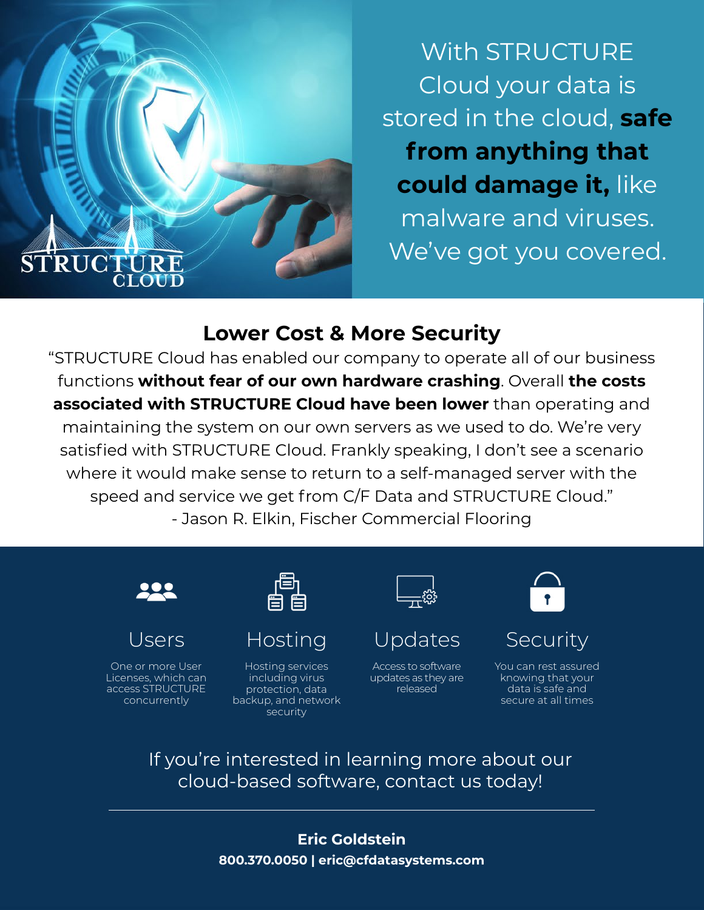With STRUCTURE Cloud your data is stored in the cloud, **safe from anything that could damage it,** like malware and viruses. We've got you covered.

## Lower Cost & More Security

"STRUCTURE Cloud has enabled our company to operate all of our business functions **without fear of our own hardware crashing**. Overall **the costs associated with STRUCTURE Cloud have been lower** than operating and maintaining the system on our own servers as we used to do. We're very satisfied with STRUCTURE Cloud. Frankly speaking, I don't see a scenario where it would make sense to return to a self-managed server with the speed and service we get from C/F Data and STRUCTURE Cloud."
- Jason R. Elkin, Fischer Commercial Flooring

### Users

One or more User Licenses, which can access STRUCTURE concurrently

### Hosting

Hosting services including virus protection, data backup, and network security

### Updates

Access to software updates as they are released

### Security

You can rest assured knowing that your data is safe and secure at all times

If you're interested in learning more about our cloud-based software, contact us today!

---

**Eric Goldstein**
**800.370.0050 | eric@cfdatasystems.com**